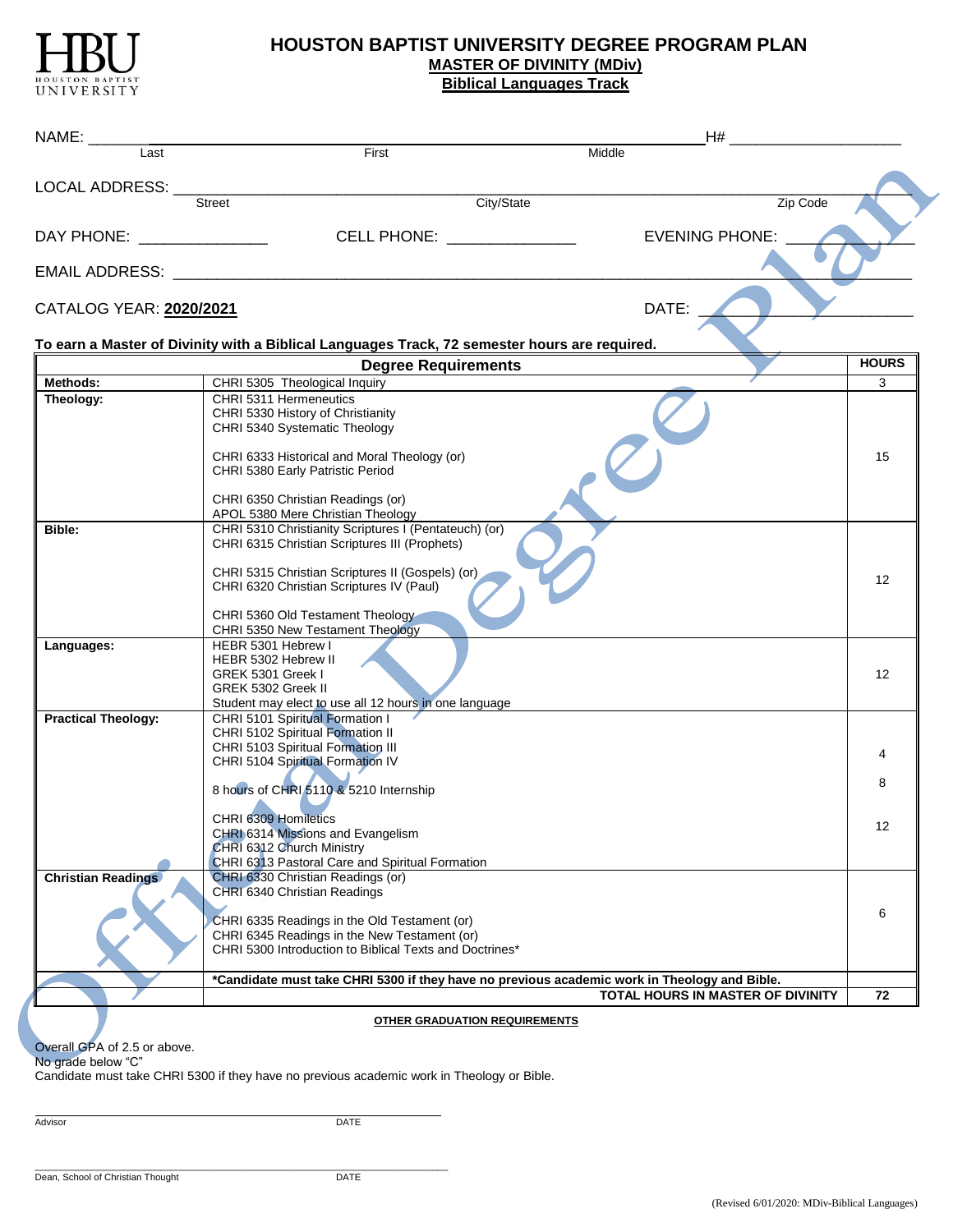# HOUSTON BAPTIST UNIVERSITY DEGREE PROGRAM PLAN

## MASTER OF DIVINITY (MDiv)

## Biblical Languages Track

NAME: ______________________________________________________ H# ____________________
Last First Middle

LOCAL ADDRESS: ____________________________________________________________________
Street City/State Zip Code

DAY PHONE: _______________ CELL PHONE: _______________ EVENING PHONE: _______________

EMAIL ADDRESS: ____________________________________________________________________

CATALOG YEAR: **2020/2021** DATE: ____________________

**To earn a Master of Divinity with a Biblical Languages Track, 72 semester hours are required.**

| | Degree Requirements | HOURS |
|---|---|---|
| **Methods:** | CHRI 5305 Theological Inquiry | 3 |
| **Theology:** | CHRI 5311 Hermeneutics<br>CHRI 5330 History of Christianity<br>CHRI 5340 Systematic Theology<br><br>CHRI 6333 Historical and Moral Theology (or)<br>CHRI 5380 Early Patristic Period<br><br>CHRI 6350 Christian Readings (or)<br>APOL 5380 Mere Christian Theology | 15 |
| **Bible:** | CHRI 5310 Christianity Scriptures I (Pentateuch) (or)<br>CHRI 6315 Christian Scriptures III (Prophets)<br><br>CHRI 5315 Christian Scriptures II (Gospels) (or)<br>CHRI 6320 Christian Scriptures IV (Paul)<br><br>CHRI 5360 Old Testament Theology<br>CHRI 5350 New Testament Theology | 12 |
| **Languages:** | HEBR 5301 Hebrew I<br>HEBR 5302 Hebrew II<br>GREK 5301 Greek I<br>GREK 5302 Greek II<br>Student may elect to use all 12 hours in one language | 12 |
| **Practical Theology:** | CHRI 5101 Spiritual Formation I<br>CHRI 5102 Spiritual Formation II<br>CHRI 5103 Spiritual Formation III<br>CHRI 5104 Spiritual Formation IV<br><br>8 hours of CHRI 5110 & 5210 Internship<br><br>CHRI 6309 Homiletics<br>CHRI 6314 Missions and Evangelism<br>CHRI 6312 Church Ministry<br>CHRI 6313 Pastoral Care and Spiritual Formation | 4<br><br>8<br><br>12 |
| **Christian Readings** | CHRI 6330 Christian Readings (or)<br>CHRI 6340 Christian Readings<br><br>CHRI 6335 Readings in the Old Testament (or)<br>CHRI 6345 Readings in the New Testament (or)<br>CHRI 5300 Introduction to Biblical Texts and Doctrines* | 6 |
| | ***Candidate must take CHRI 5300 if they have no previous academic work in Theology and Bible.** | |
| | **TOTAL HOURS IN MASTER OF DIVINITY** | **72** |

**OTHER GRADUATION REQUIREMENTS**

Overall GPA of 2.5 or above.
No grade below "C"
Candidate must take CHRI 5300 if they have no previous academic work in Theology or Bible.

______________________________________________________
Advisor DATE

______________________________________________________
Dean, School of Christian Thought DATE

(Revised 6/01/2020: MDiv-Biblical Languages)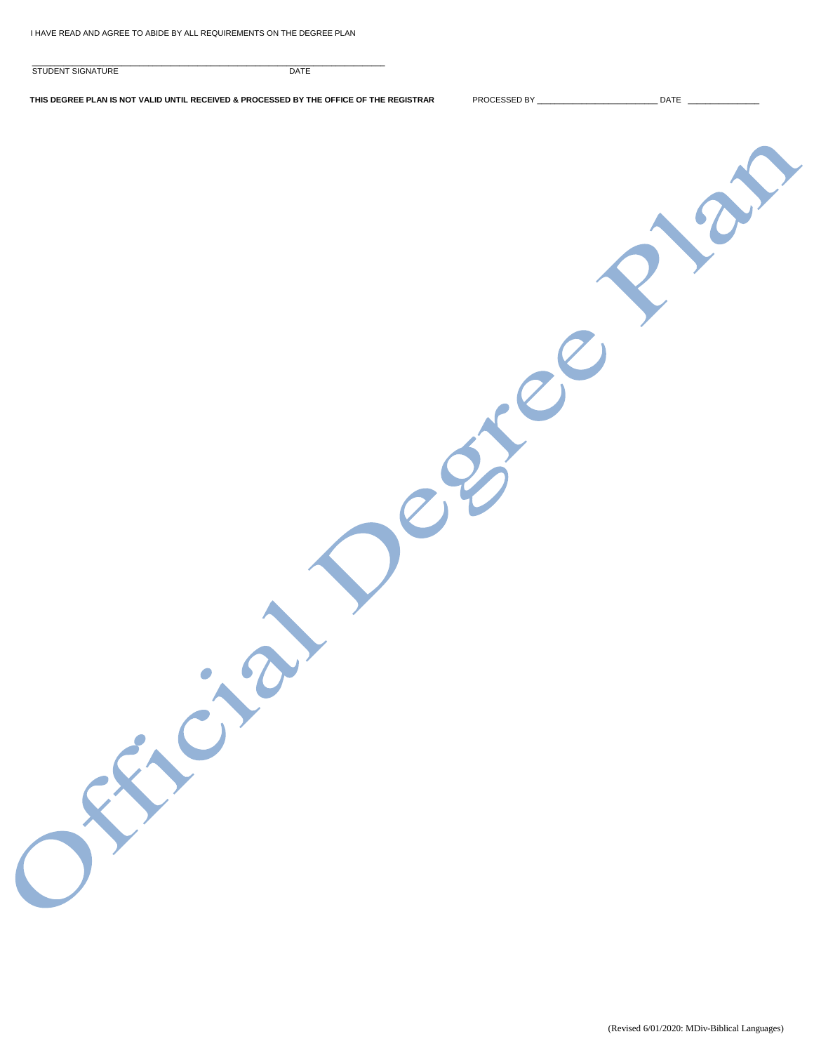I HAVE READ AND AGREE TO ABIDE BY ALL REQUIREMENTS ON THE DEGREE PLAN

_______________________________________________________________________________

STUDENT SIGNATURE DATE

**THIS DEGREE PLAN IS NOT VALID UNTIL RECEIVED & PROCESSED BY THE OFFICE OF THE REGISTRAR** PROCESSED BY ___________________________ DATE _______________

Official Degree Plan

(Revised 6/01/2020: MDiv-Biblical Languages)